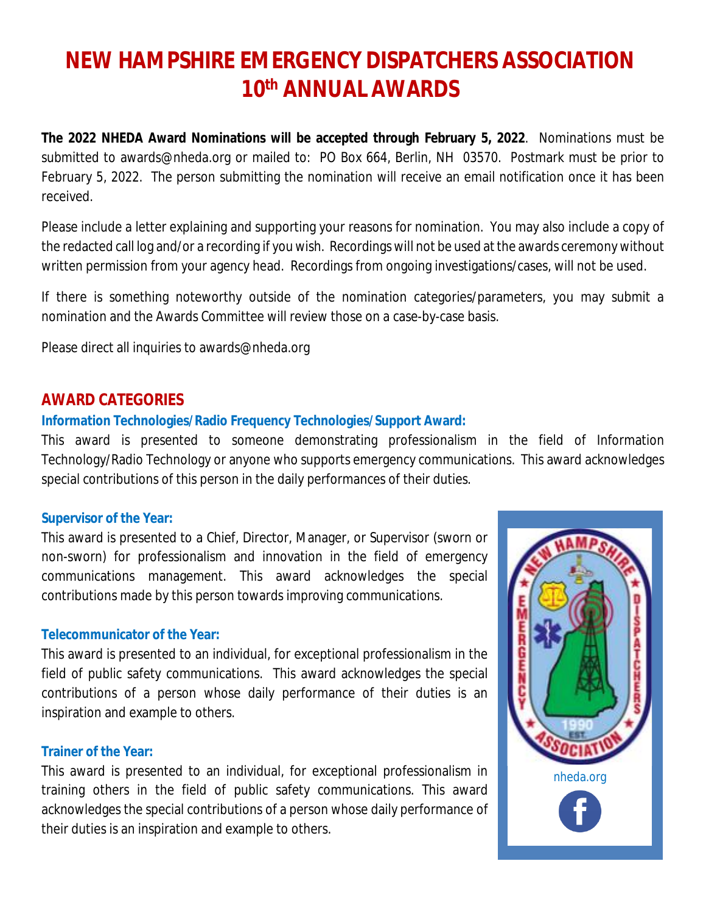# NEW HAMPSHIRE EMERGENCY DISPATCHERS ASSOCIATION 10th ANNUAL AWARDS

**The 2022 NHEDA Award Nominations will be accepted through February 5, 2022**. Nominations must be submitted to awards@nheda.org or mailed to: PO Box 664, Berlin, NH 03570. Postmark must be prior to February 5, 2022. The person submitting the nomination will receive an email notification once it has been received.

Please include a letter explaining and supporting your reasons for nomination. You may also include a copy of the redacted call log and/or a recording if you wish. Recordings will not be used at the awards ceremony without written permission from your agency head. Recordings from ongoing investigations/cases, will not be used.

If there is something noteworthy outside of the nomination categories/parameters, you may submit a nomination and the Awards Committee will review those on a case-by-case basis.

Please direct all inquiries to awards@nheda.org

## AWARD CATEGORIES

### Information Technologies/Radio Frequency Technologies/Support Award:

This award is presented to someone demonstrating professionalism in the field of Information Technology/Radio Technology or anyone who supports emergency communications. This award acknowledges special contributions of this person in the daily performances of their duties.

### Supervisor of the Year:

This award is presented to a Chief, Director, Manager, or Supervisor (sworn or non-sworn) for professionalism and innovation in the field of emergency communications management. This award acknowledges the special contributions made by this person towards improving communications.

### Telecommunicator of the Year:

This award is presented to an individual, for exceptional professionalism in the field of public safety communications. This award acknowledges the special contributions of a person whose daily performance of their duties is an inspiration and example to others.

### Trainer of the Year:

This award is presented to an individual, for exceptional professionalism in training others in the field of public safety communications. This award acknowledges the special contributions of a person whose daily performance of their duties is an inspiration and example to others.

nheda.org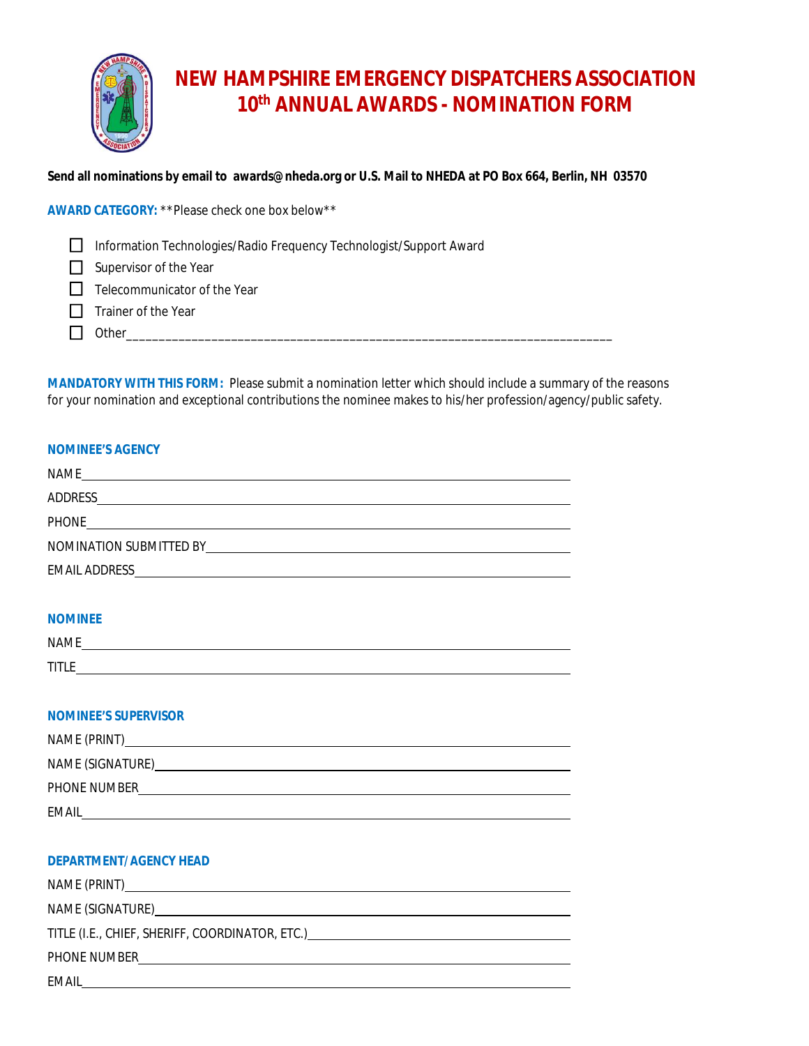# NEW HAMPSHIRE EMERGENCY DISPATCHERS ASSOCIATION
# 10th ANNUAL AWARDS - NOMINATION FORM

**Send all nominations by email to awards@nheda.org or U.S. Mail to NHEDA at PO Box 664, Berlin, NH 03570**

**AWARD CATEGORY:** **Please check one box below**

- ☐ Information Technologies/Radio Frequency Technologist/Support Award
- ☐ Supervisor of the Year
- ☐ Telecommunicator of the Year
- ☐ Trainer of the Year
- ☐ Other________________________________________________________________________

**MANDATORY WITH THIS FORM:** Please submit a nomination letter which should include a summary of the reasons for your nomination and exceptional contributions the nominee makes to his/her profession/agency/public safety.

### NOMINEE'S AGENCY

NAME________________________________________________________________

ADDRESS______________________________________________________________

PHONE________________________________________________________________

NOMINATION SUBMITTED BY_____________________________________________

EMAIL ADDRESS________________________________________________________

### NOMINEE

NAME________________________________________________________________

TITLE________________________________________________________________

### NOMINEE'S SUPERVISOR

NAME (PRINT)__________________________________________________________

NAME (SIGNATURE)______________________________________________________

PHONE NUMBER_________________________________________________________

EMAIL________________________________________________________________

### DEPARTMENT/AGENCY HEAD

NAME (PRINT)__________________________________________________________

NAME (SIGNATURE)______________________________________________________

TITLE (I.E., CHIEF, SHERIFF, COORDINATOR, ETC.)__________________________

PHONE NUMBER_________________________________________________________

EMAIL________________________________________________________________